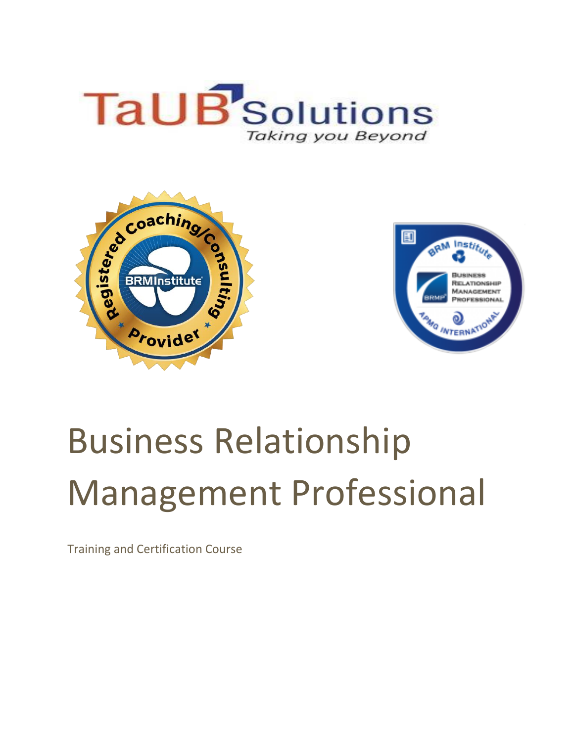# Business Relationship Management Professional

Training and Certification Course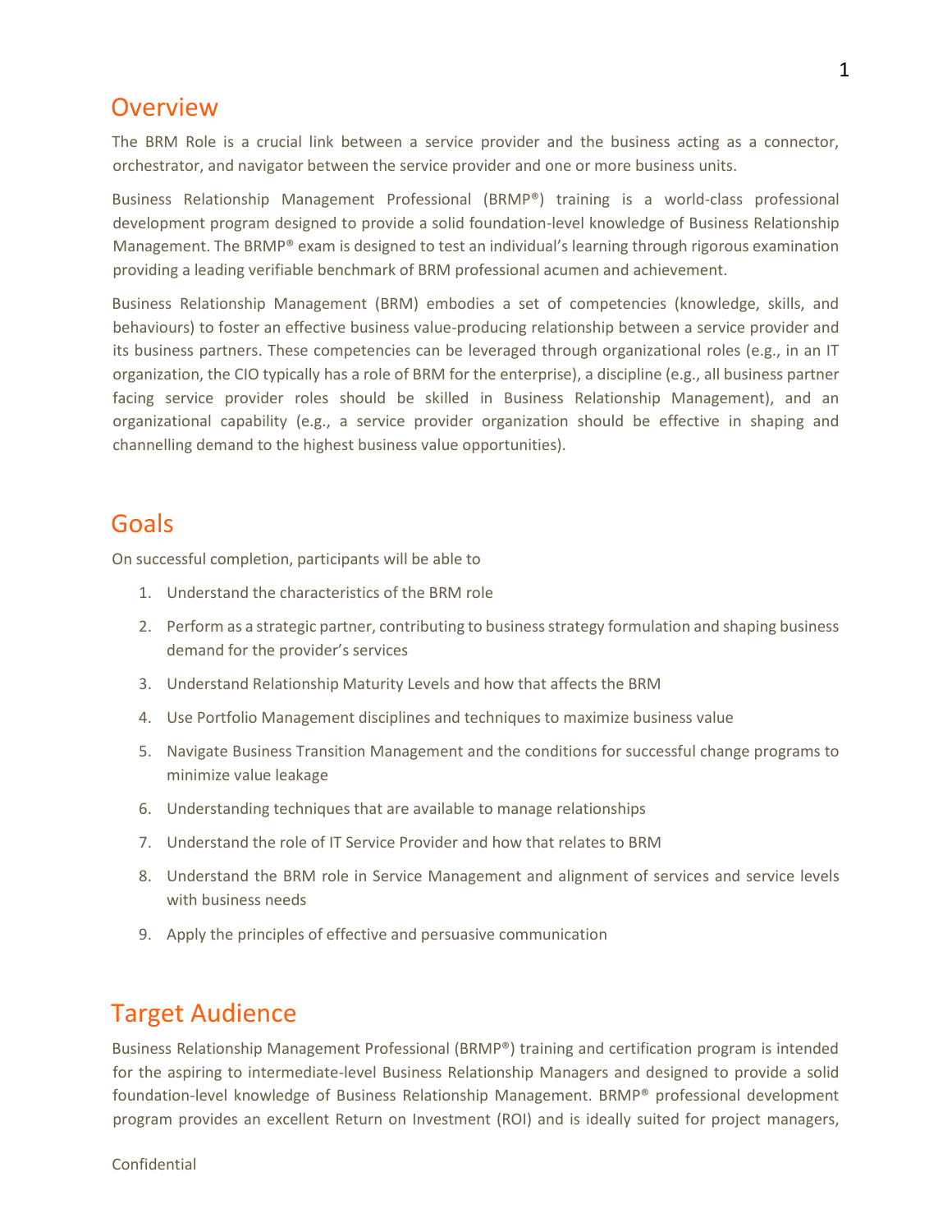## Overview

The BRM Role is a crucial link between a service provider and the business acting as a connector, orchestrator, and navigator between the service provider and one or more business units.

Business Relationship Management Professional (BRMP®) training is a world-class professional development program designed to provide a solid foundation-level knowledge of Business Relationship Management. The BRMP® exam is designed to test an individual's learning through rigorous examination providing a leading verifiable benchmark of BRM professional acumen and achievement.

Business Relationship Management (BRM) embodies a set of competencies (knowledge, skills, and behaviours) to foster an effective business value-producing relationship between a service provider and its business partners. These competencies can be leveraged through organizational roles (e.g., in an IT organization, the CIO typically has a role of BRM for the enterprise), a discipline (e.g., all business partner facing service provider roles should be skilled in Business Relationship Management), and an organizational capability (e.g., a service provider organization should be effective in shaping and channelling demand to the highest business value opportunities).

## Goals

On successful completion, participants will be able to

1. Understand the characteristics of the BRM role
2. Perform as a strategic partner, contributing to business strategy formulation and shaping business demand for the provider's services
3. Understand Relationship Maturity Levels and how that affects the BRM
4. Use Portfolio Management disciplines and techniques to maximize business value
5. Navigate Business Transition Management and the conditions for successful change programs to minimize value leakage
6. Understanding techniques that are available to manage relationships
7. Understand the role of IT Service Provider and how that relates to BRM
8. Understand the BRM role in Service Management and alignment of services and service levels with business needs
9. Apply the principles of effective and persuasive communication

## Target Audience

Business Relationship Management Professional (BRMP®) training and certification program is intended for the aspiring to intermediate-level Business Relationship Managers and designed to provide a solid foundation-level knowledge of Business Relationship Management. BRMP® professional development program provides an excellent Return on Investment (ROI) and is ideally suited for project managers,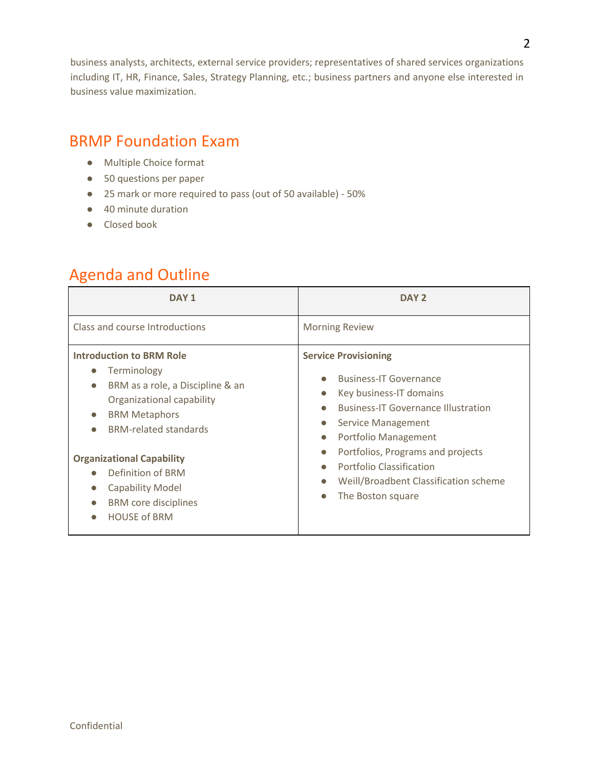business analysts, architects, external service providers; representatives of shared services organizations including IT, HR, Finance, Sales, Strategy Planning, etc.; business partners and anyone else interested in business value maximization.

## BRMP Foundation Exam

- Multiple Choice format
- 50 questions per paper
- 25 mark or more required to pass (out of 50 available) - 50%
- 40 minute duration
- Closed book

## Agenda and Outline

| DAY 1 | DAY 2 |
|---|---|
| Class and course Introductions | Morning Review |
| **Introduction to BRM Role**<br>• Terminology<br>• BRM as a role, a Discipline & an Organizational capability<br>• BRM Metaphors<br>• BRM-related standards<br><br>**Organizational Capability**<br>• Definition of BRM<br>• Capability Model<br>• BRM core disciplines<br>• HOUSE of BRM | **Service Provisioning**<br>• Business-IT Governance<br>• Key business-IT domains<br>• Business-IT Governance Illustration<br>• Service Management<br>• Portfolio Management<br>• Portfolios, Programs and projects<br>• Portfolio Classification<br>• Weill/Broadbent Classification scheme<br>• The Boston square |

Confidential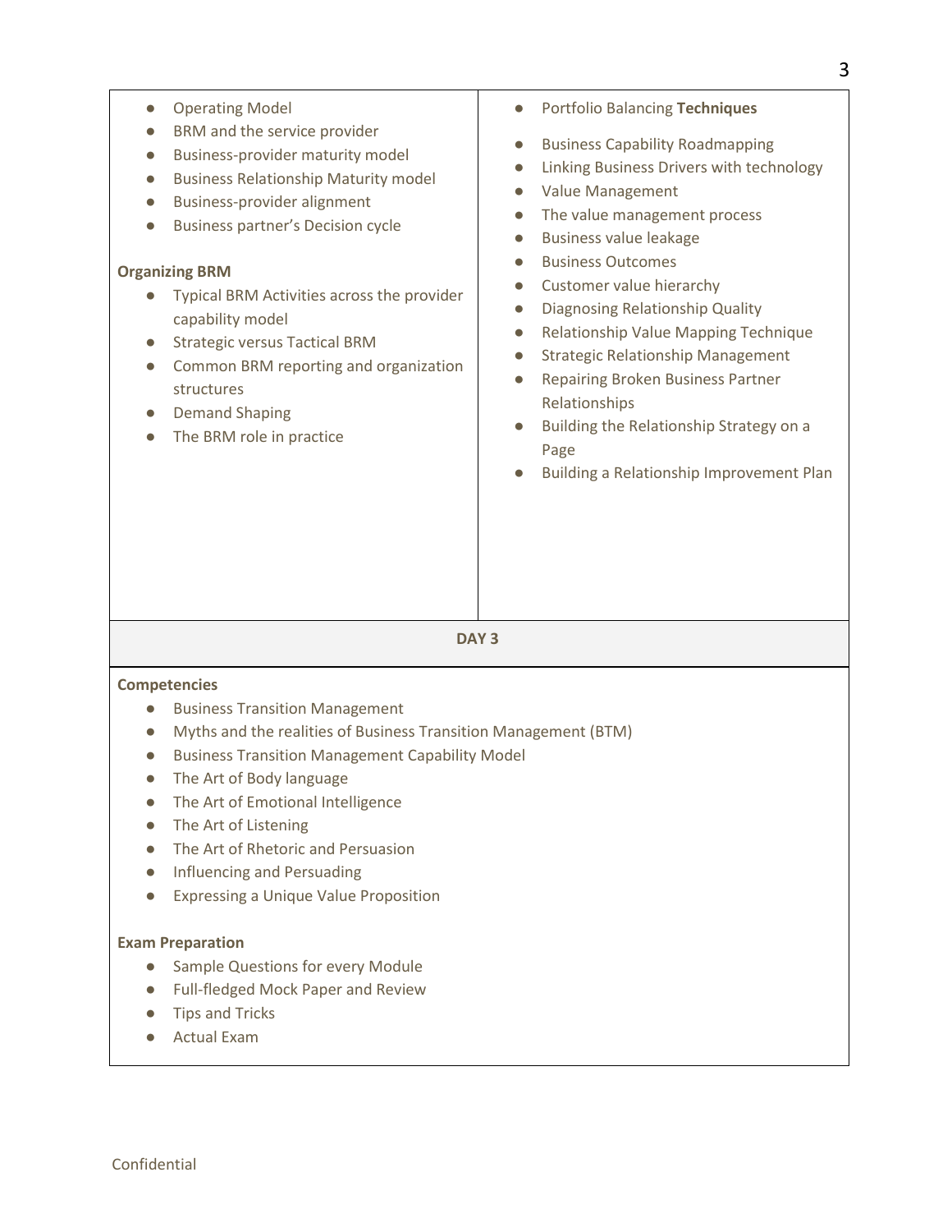- Operating Model
- BRM and the service provider
- Business-provider maturity model
- Business Relationship Maturity model
- Business-provider alignment
- Business partner's Decision cycle

**Organizing BRM**

- Typical BRM Activities across the provider capability model
- Strategic versus Tactical BRM
- Common BRM reporting and organization structures
- Demand Shaping
- The BRM role in practice

- Portfolio Balancing **Techniques**
- Business Capability Roadmapping
- Linking Business Drivers with technology
- Value Management
- The value management process
- Business value leakage
- Business Outcomes
- Customer value hierarchy
- Diagnosing Relationship Quality
- Relationship Value Mapping Technique
- Strategic Relationship Management
- Repairing Broken Business Partner Relationships
- Building the Relationship Strategy on a Page
- Building a Relationship Improvement Plan

**DAY 3**

**Competencies**

- Business Transition Management
- Myths and the realities of Business Transition Management (BTM)
- Business Transition Management Capability Model
- The Art of Body language
- The Art of Emotional Intelligence
- The Art of Listening
- The Art of Rhetoric and Persuasion
- Influencing and Persuading
- Expressing a Unique Value Proposition

**Exam Preparation**

- Sample Questions for every Module
- Full-fledged Mock Paper and Review
- Tips and Tricks
- Actual Exam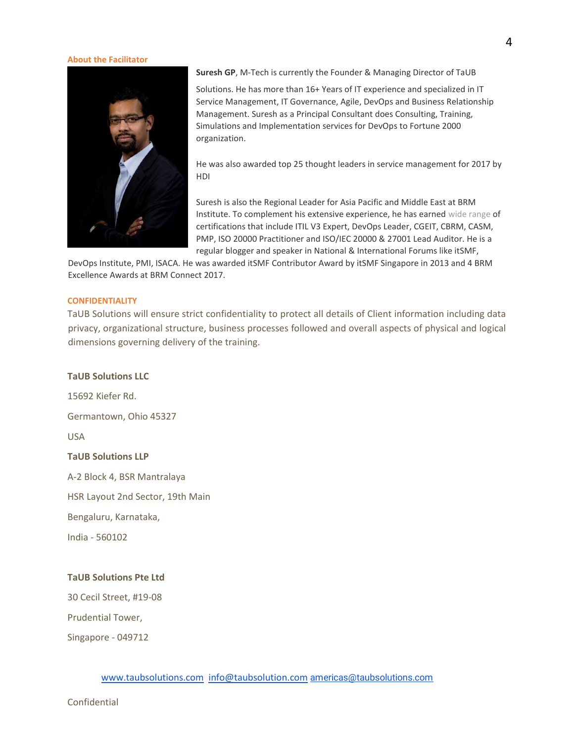### About the Facilitator

**Suresh GP**, M-Tech is currently the Founder & Managing Director of TaUB Solutions. He has more than 16+ Years of IT experience and specialized in IT Service Management, IT Governance, Agile, DevOps and Business Relationship Management. Suresh as a Principal Consultant does Consulting, Training, Simulations and Implementation services for DevOps to Fortune 2000 organization.

He was also awarded top 25 thought leaders in service management for 2017 by HDI

Suresh is also the Regional Leader for Asia Pacific and Middle East at BRM Institute. To complement his extensive experience, he has earned wide range of certifications that include ITIL V3 Expert, DevOps Leader, CGEIT, CBRM, CASM, PMP, ISO 20000 Practitioner and ISO/IEC 20000 & 27001 Lead Auditor. He is a regular blogger and speaker in National & International Forums like itSMF, DevOps Institute, PMI, ISACA. He was awarded itSMF Contributor Award by itSMF Singapore in 2013 and 4 BRM Excellence Awards at BRM Connect 2017.

### CONFIDENTIALITY

TaUB Solutions will ensure strict confidentiality to protect all details of Client information including data privacy, organizational structure, business processes followed and overall aspects of physical and logical dimensions governing delivery of the training.

**TaUB Solutions LLC**

15692 Kiefer Rd.

Germantown, Ohio 45327

USA

**TaUB Solutions LLP**

A-2 Block 4, BSR Mantralaya

HSR Layout 2nd Sector, 19th Main

Bengaluru, Karnataka,

India - 560102

**TaUB Solutions Pte Ltd**

30 Cecil Street, #19-08

Prudential Tower,

Singapore - 049712

www.taubsolutions.com info@taubsolution.com americas@taubsolutions.com

Confidential